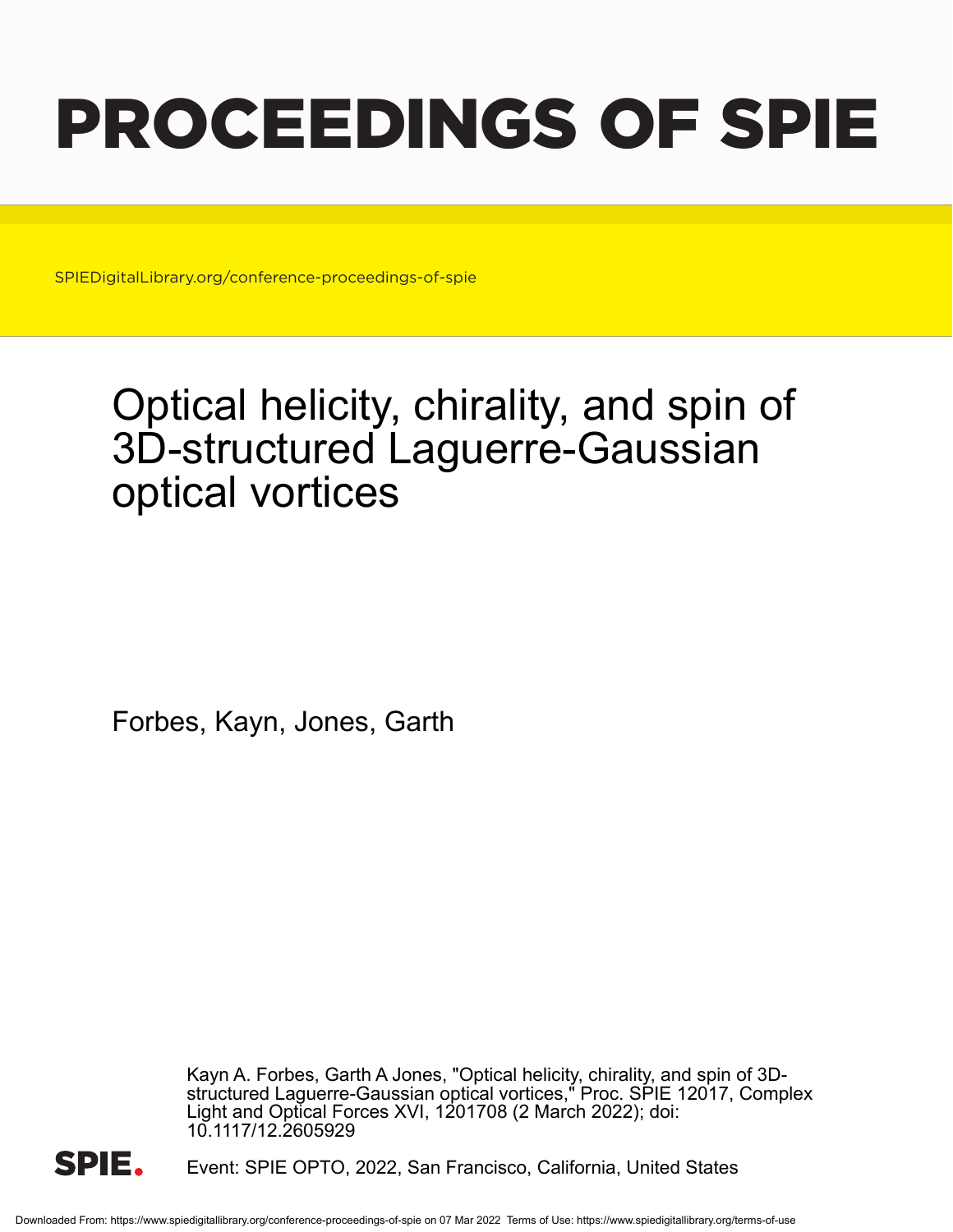# PROCEEDINGS OF SPIE

SPIEDigitalLibrary.org/conference-proceedings-of-spie

# Optical helicity, chirality, and spin of 3D-structured Laguerre-Gaussian optical vortices

Forbes, Kayn, Jones, Garth

Kayn A. Forbes, Garth A Jones, "Optical helicity, chirality, and spin of 3D-structured Laguerre-Gaussian optical vortices," Proc. SPIE 12017, Complex Light and Optical Forces XVI, 1201708 (2 March 2022); doi: 10.1117/12.2605929

Event: SPIE OPTO, 2022, San Francisco, California, United States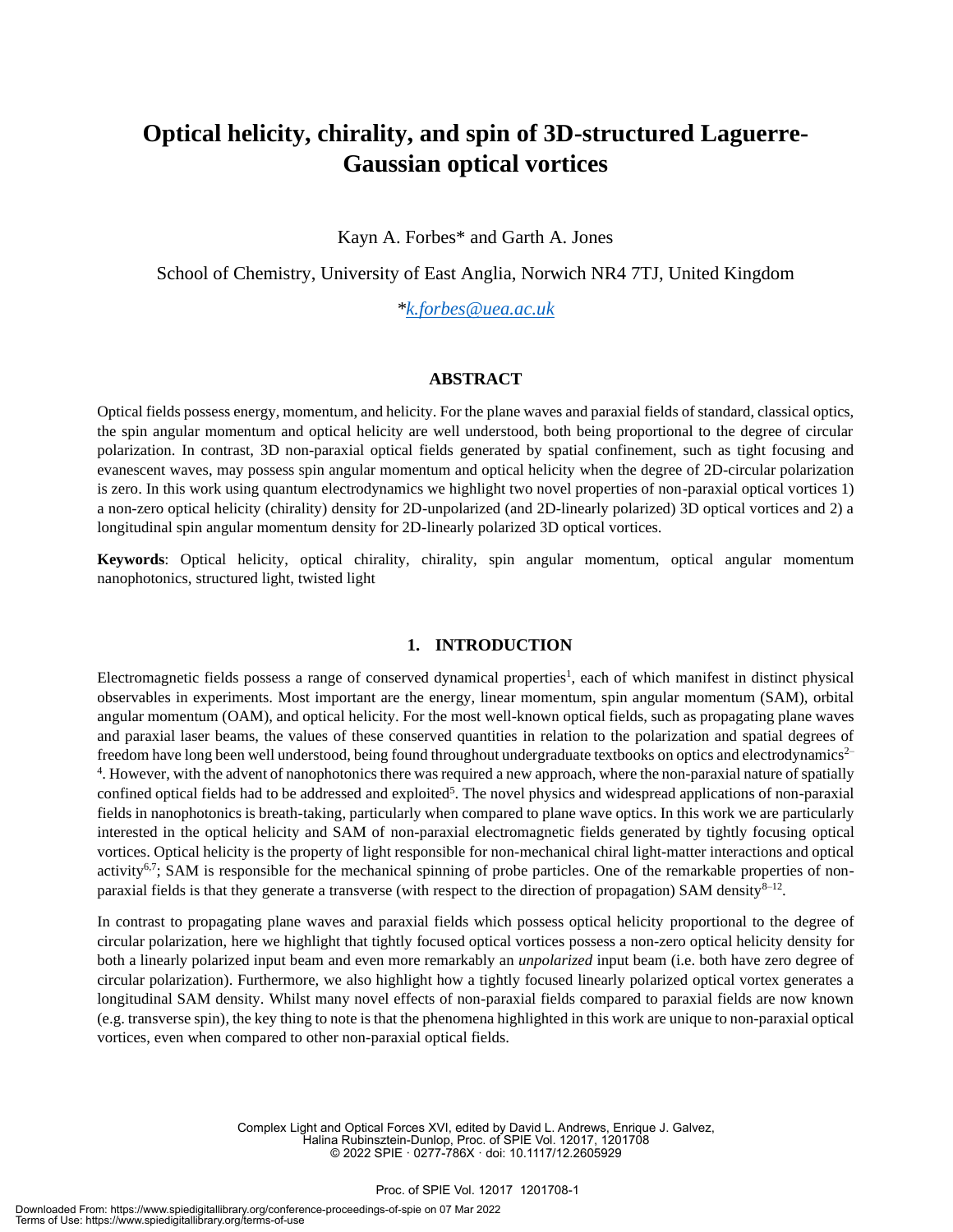# Optical helicity, chirality, and spin of 3D-structured Laguerre-Gaussian optical vortices

Kayn A. Forbes* and Garth A. Jones

School of Chemistry, University of East Anglia, Norwich NR4 7TJ, United Kingdom

*k.forbes@uea.ac.uk

## ABSTRACT

Optical fields possess energy, momentum, and helicity. For the plane waves and paraxial fields of standard, classical optics, the spin angular momentum and optical helicity are well understood, both being proportional to the degree of circular polarization. In contrast, 3D non-paraxial optical fields generated by spatial confinement, such as tight focusing and evanescent waves, may possess spin angular momentum and optical helicity when the degree of 2D-circular polarization is zero. In this work using quantum electrodynamics we highlight two novel properties of non-paraxial optical vortices 1) a non-zero optical helicity (chirality) density for 2D-unpolarized (and 2D-linearly polarized) 3D optical vortices and 2) a longitudinal spin angular momentum density for 2D-linearly polarized 3D optical vortices.

**Keywords**: Optical helicity, optical chirality, chirality, spin angular momentum, optical angular momentum nanophotonics, structured light, twisted light

## 1. INTRODUCTION

Electromagnetic fields possess a range of conserved dynamical properties[1], each of which manifest in distinct physical observables in experiments. Most important are the energy, linear momentum, spin angular momentum (SAM), orbital angular momentum (OAM), and optical helicity. For the most well-known optical fields, such as propagating plane waves and paraxial laser beams, the values of these conserved quantities in relation to the polarization and spatial degrees of freedom have long been well understood, being found throughout undergraduate textbooks on optics and electrodynamics[2–4]. However, with the advent of nanophotonics there was required a new approach, where the non-paraxial nature of spatially confined optical fields had to be addressed and exploited[5]. The novel physics and widespread applications of non-paraxial fields in nanophotonics is breath-taking, particularly when compared to plane wave optics. In this work we are particularly interested in the optical helicity and SAM of non-paraxial electromagnetic fields generated by tightly focusing optical vortices. Optical helicity is the property of light responsible for non-mechanical chiral light-matter interactions and optical activity[6,7]; SAM is responsible for the mechanical spinning of probe particles. One of the remarkable properties of non-paraxial fields is that they generate a transverse (with respect to the direction of propagation) SAM density[8–12].

In contrast to propagating plane waves and paraxial fields which possess optical helicity proportional to the degree of circular polarization, here we highlight that tightly focused optical vortices possess a non-zero optical helicity density for both a linearly polarized input beam and even more remarkably an *unpolarized* input beam (i.e. both have zero degree of circular polarization). Furthermore, we also highlight how a tightly focused linearly polarized optical vortex generates a longitudinal SAM density. Whilst many novel effects of non-paraxial fields compared to paraxial fields are now known (e.g. transverse spin), the key thing to note is that the phenomena highlighted in this work are unique to non-paraxial optical vortices, even when compared to other non-paraxial optical fields.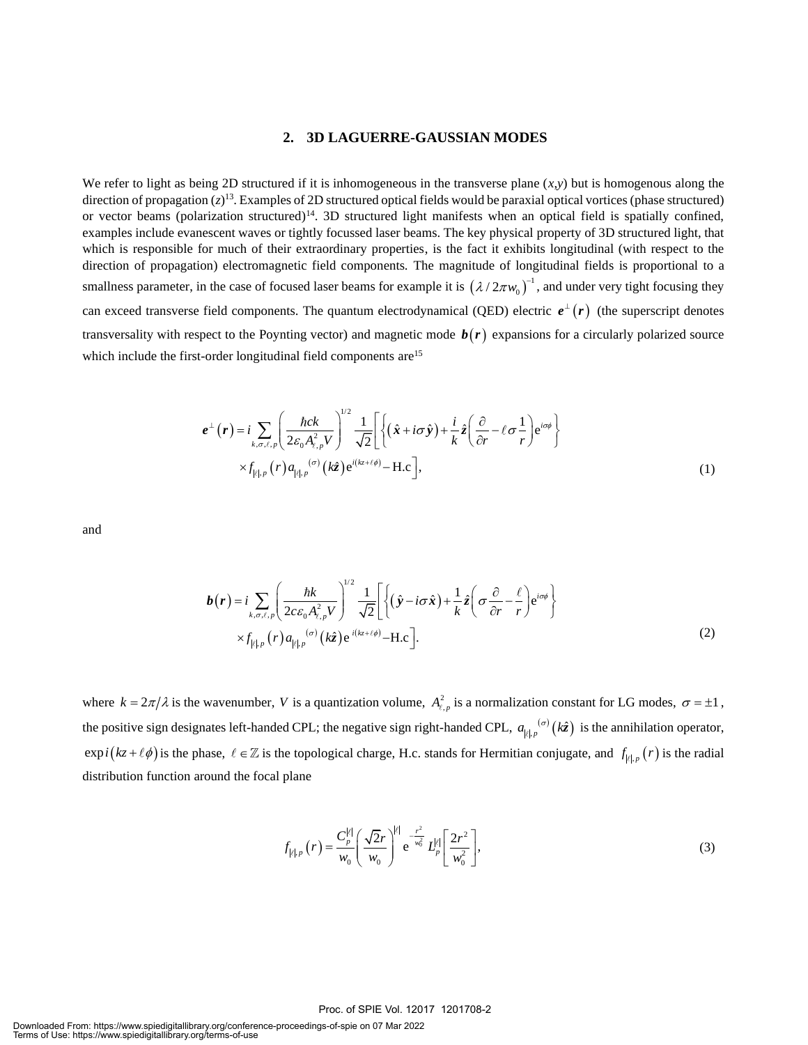## 2. 3D LAGUERRE-GAUSSIAN MODES

We refer to light as being 2D structured if it is inhomogeneous in the transverse plane ($x$,$y$) but is homogenous along the direction of propagation ($z$)[13]. Examples of 2D structured optical fields would be paraxial optical vortices (phase structured) or vector beams (polarization structured)[14]. 3D structured light manifests when an optical field is spatially confined, examples include evanescent waves or tightly focussed laser beams. The key physical property of 3D structured light, that which is responsible for much of their extraordinary properties, is the fact it exhibits longitudinal (with respect to the direction of propagation) electromagnetic field components. The magnitude of longitudinal fields is proportional to a smallness parameter, in the case of focused laser beams for example it is $\left(\lambda / 2\pi w_0\right)^{-1}$, and under very tight focusing they can exceed transverse field components. The quantum electrodynamical (QED) electric $\boldsymbol{e}^{\perp}\left(\boldsymbol{r}\right)$ (the superscript denotes transversality with respect to the Poynting vector) and magnetic mode $\boldsymbol{b}\left(\boldsymbol{r}\right)$ expansions for a circularly polarized source which include the first-order longitudinal field components are[15]

$$
\begin{aligned}
\boldsymbol{e}^{\perp}\left(\boldsymbol{r}\right) = i \sum_{k,\sigma,\ell,p} \left(\frac{\hbar c k}{2\varepsilon_0 A_{\ell,p}^2 V}\right)^{1/2} \frac{1}{\sqrt{2}} \Bigg[ &\left\{ \left(\hat{\boldsymbol{x}} + i\sigma\hat{\boldsymbol{y}}\right) + \frac{i}{k}\hat{\boldsymbol{z}}\left(\frac{\partial}{\partial r} - \ell\sigma\frac{1}{r}\right)\mathrm{e}^{i\sigma\phi} \right\} \\
&\times f_{|\ell|,p}\left(r\right) a_{|\ell|,p}{}^{(\sigma)}\left(k\hat{\boldsymbol{z}}\right)\mathrm{e}^{i(kz+\ell\phi)} - \mathrm{H.c}\Bigg],
\end{aligned}
\tag{1}
$$

and

$$
\begin{aligned}
\boldsymbol{b}\left(\boldsymbol{r}\right) = i \sum_{k,\sigma,\ell,p} \left(\frac{\hbar k}{2c\varepsilon_0 A_{\ell,p}^2 V}\right)^{1/2} \frac{1}{\sqrt{2}} \Bigg[ &\left\{ \left(\hat{\boldsymbol{y}} - i\sigma\hat{\boldsymbol{x}}\right) + \frac{1}{k}\hat{\boldsymbol{z}}\left(\sigma\frac{\partial}{\partial r} - \frac{\ell}{r}\right)\mathrm{e}^{i\sigma\phi} \right\} \\
&\times f_{|\ell|,p}\left(r\right) a_{|\ell|,p}{}^{(\sigma)}\left(k\hat{\boldsymbol{z}}\right)\mathrm{e}^{\,i(kz+\ell\phi)} - \mathrm{H.c}\Bigg].
\end{aligned}
\tag{2}
$$

where $k = 2\pi/\lambda$ is the wavenumber, $V$ is a quantization volume, $A_{\ell,p}^2$ is a normalization constant for LG modes, $\sigma = \pm 1$, the positive sign designates left-handed CPL; the negative sign right-handed CPL, $a_{|\ell|,p}{}^{(\sigma)}\left(k\hat{\boldsymbol{z}}\right)$ is the annihilation operator, $\exp i\left(kz + \ell\phi\right)$ is the phase, $\ell \in \mathbb{Z}$ is the topological charge, H.c. stands for Hermitian conjugate, and $f_{|\ell|,p}\left(r\right)$ is the radial distribution function around the focal plane

$$
f_{|\ell|,p}\left(r\right) = \frac{C_p^{|\ell|}}{w_0}\left(\frac{\sqrt{2}r}{w_0}\right)^{|\ell|} \mathrm{e}^{-\frac{r^2}{w_0^2}} L_p^{|\ell|}\left[\frac{2r^2}{w_0^2}\right],
\tag{3}
$$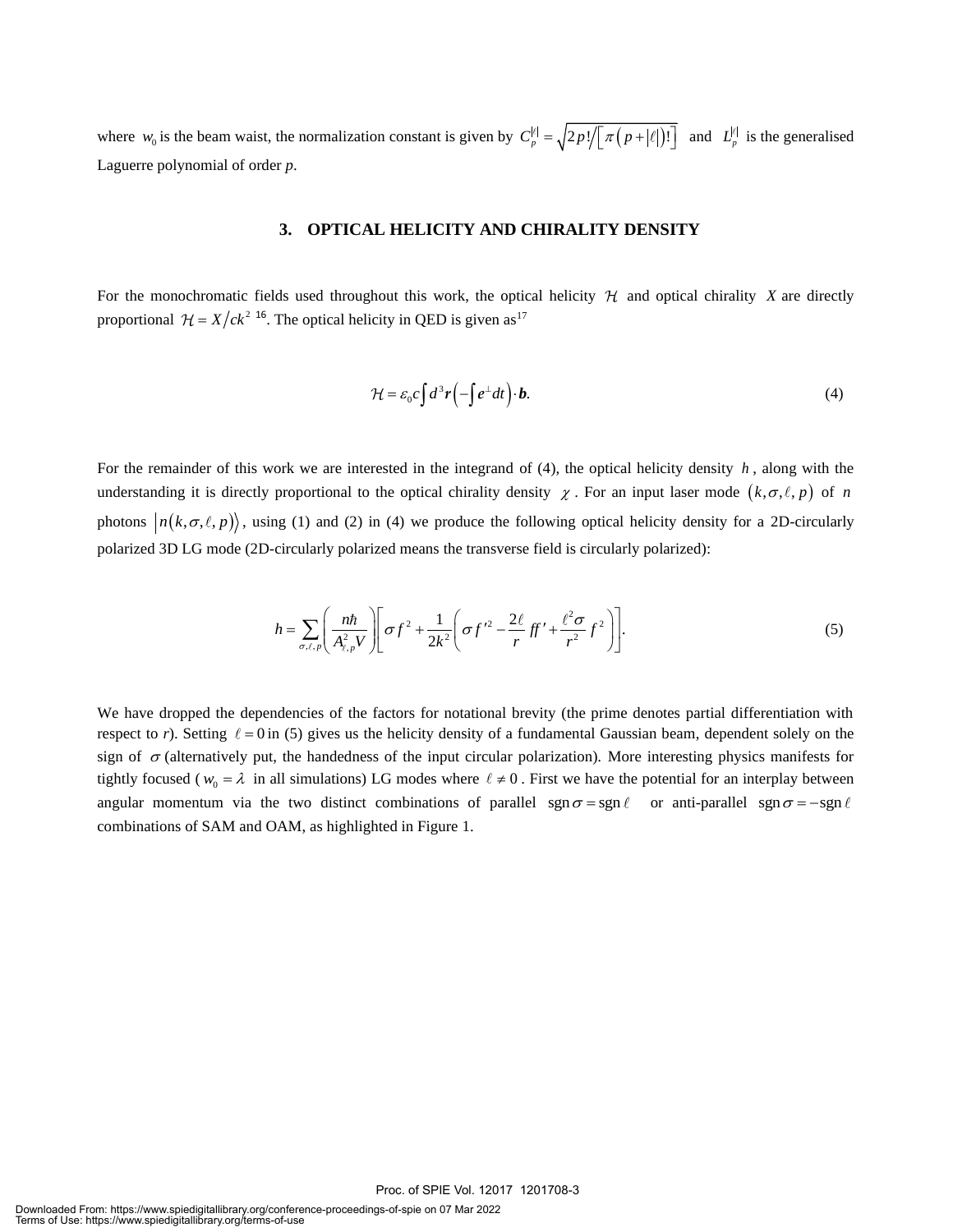where $w_0$ is the beam waist, the normalization constant is given by $C_p^{|\ell|} = \sqrt{2p!/\left[\pi\left(p+|\ell|\right)!\right]}$ and $L_p^{|\ell|}$ is the generalised Laguerre polynomial of order *p*.

## 3. OPTICAL HELICITY AND CHIRALITY DENSITY

For the monochromatic fields used throughout this work, the optical helicity $\mathcal{H}$ and optical chirality $X$ are directly proportional $\mathcal{H} = X/ck^2$ [16]. The optical helicity in QED is given as[17]

$$\mathcal{H} = \varepsilon_0 c \int d^3\boldsymbol{r}\left(-\int \boldsymbol{e}^{\perp} dt\right)\cdot \boldsymbol{b}. \tag{4}$$

For the remainder of this work we are interested in the integrand of (4), the optical helicity density $h$, along with the understanding it is directly proportional to the optical chirality density $\chi$. For an input laser mode $(k,\sigma,\ell,p)$ of $n$ photons $\left|n(k,\sigma,\ell,p)\right\rangle$, using (1) and (2) in (4) we produce the following optical helicity density for a 2D-circularly polarized 3D LG mode (2D-circularly polarized means the transverse field is circularly polarized):

$$h = \sum_{\sigma,\ell,p}\left(\frac{n\hbar}{A_{\ell,p}^2 V}\right)\left[\sigma f^2 + \frac{1}{2k^2}\left(\sigma f'^2 - \frac{2\ell}{r} f f' + \frac{\ell^2\sigma}{r^2} f^2\right)\right]. \tag{5}$$

We have dropped the dependencies of the factors for notational brevity (the prime denotes partial differentiation with respect to *r*). Setting $\ell = 0$ in (5) gives us the helicity density of a fundamental Gaussian beam, dependent solely on the sign of $\sigma$ (alternatively put, the handedness of the input circular polarization). More interesting physics manifests for tightly focused ($w_0 = \lambda$ in all simulations) LG modes where $\ell \neq 0$. First we have the potential for an interplay between angular momentum via the two distinct combinations of parallel $\operatorname{sgn}\sigma = \operatorname{sgn}\ell$ or anti-parallel $\operatorname{sgn}\sigma = -\operatorname{sgn}\ell$ combinations of SAM and OAM, as highlighted in Figure 1.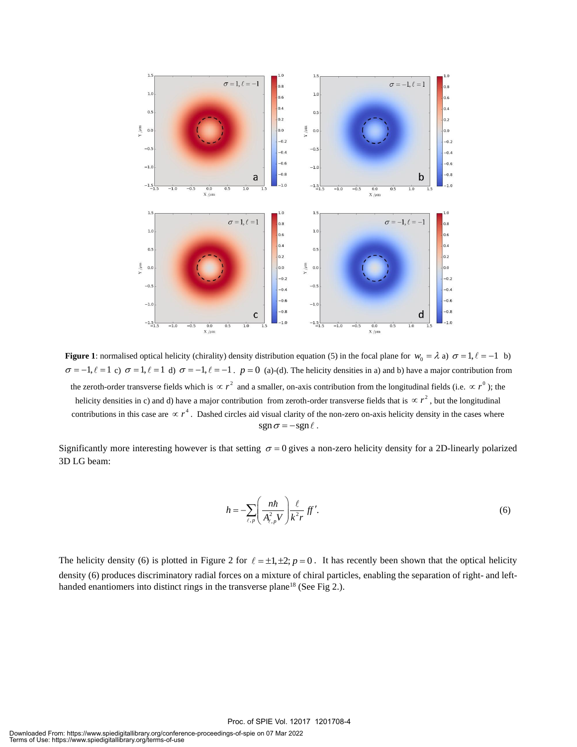**Figure 1**: normalised optical helicity (chirality) density distribution equation (5) in the focal plane for $w_0 = \lambda$ a) $\sigma = 1, \ell = -1$ b) $\sigma = -1, \ell = 1$ c) $\sigma = 1, \ell = 1$ d) $\sigma = -1, \ell = -1$. $p = 0$ (a)-(d). The helicity densities in a) and b) have a major contribution from the zeroth-order transverse fields which is $\propto r^2$ and a smaller, on-axis contribution from the longitudinal fields (i.e. $\propto r^0$); the helicity densities in c) and d) have a major contribution from zeroth-order transverse fields that is $\propto r^2$, but the longitudinal contributions in this case are $\propto r^4$. Dashed circles aid visual clarity of the non-zero on-axis helicity density in the cases where $\operatorname{sgn} \sigma = -\operatorname{sgn} \ell$.

Significantly more interesting however is that setting $\sigma = 0$ gives a non-zero helicity density for a 2D-linearly polarized 3D LG beam:

$$h = -\sum_{\ell,p} \left( \frac{n\hbar}{A_{\ell,p}^2 V} \right) \frac{\ell}{k^2 r} ff'. \tag{6}$$

The helicity density (6) is plotted in Figure 2 for $\ell = \pm 1, \pm 2; p = 0$. It has recently been shown that the optical helicity density (6) produces discriminatory radial forces on a mixture of chiral particles, enabling the separation of right- and left-handed enantiomers into distinct rings in the transverse plane[18] (See Fig 2.).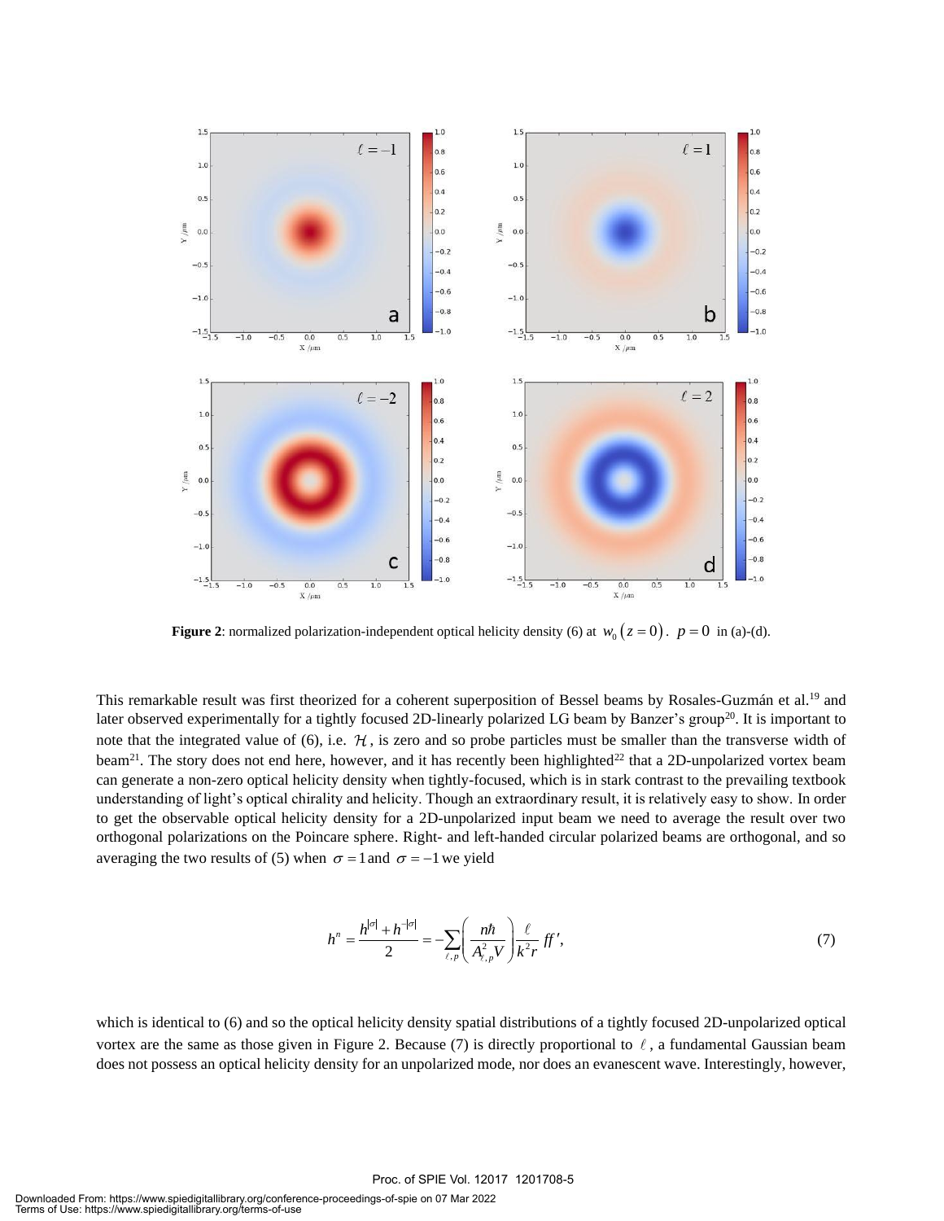**Figure 2**: normalized polarization-independent optical helicity density (6) at $w_0(z=0)$. $p=0$ in (a)-(d).

This remarkable result was first theorized for a coherent superposition of Bessel beams by Rosales-Guzmán et al.[19] and later observed experimentally for a tightly focused 2D-linearly polarized LG beam by Banzer's group[20]. It is important to note that the integrated value of (6), i.e. $\mathcal{H}$, is zero and so probe particles must be smaller than the transverse width of beam[21]. The story does not end here, however, and it has recently been highlighted[22] that a 2D-unpolarized vortex beam can generate a non-zero optical helicity density when tightly-focused, which is in stark contrast to the prevailing textbook understanding of light's optical chirality and helicity. Though an extraordinary result, it is relatively easy to show. In order to get the observable optical helicity density for a 2D-unpolarized input beam we need to average the result over two orthogonal polarizations on the Poincare sphere. Right- and left-handed circular polarized beams are orthogonal, and so averaging the two results of (5) when $\sigma=1$ and $\sigma=-1$ we yield

$$h^n = \frac{h^{|\sigma|}+h^{-|\sigma|}}{2} = -\sum_{\ell,p}\left(\frac{n\hbar}{A_{\ell,p}^2 V}\right)\frac{\ell}{k^2 r}ff', \tag{7}$$

which is identical to (6) and so the optical helicity density spatial distributions of a tightly focused 2D-unpolarized optical vortex are the same as those given in Figure 2. Because (7) is directly proportional to $\ell$, a fundamental Gaussian beam does not possess an optical helicity density for an unpolarized mode, nor does an evanescent wave. Interestingly, however,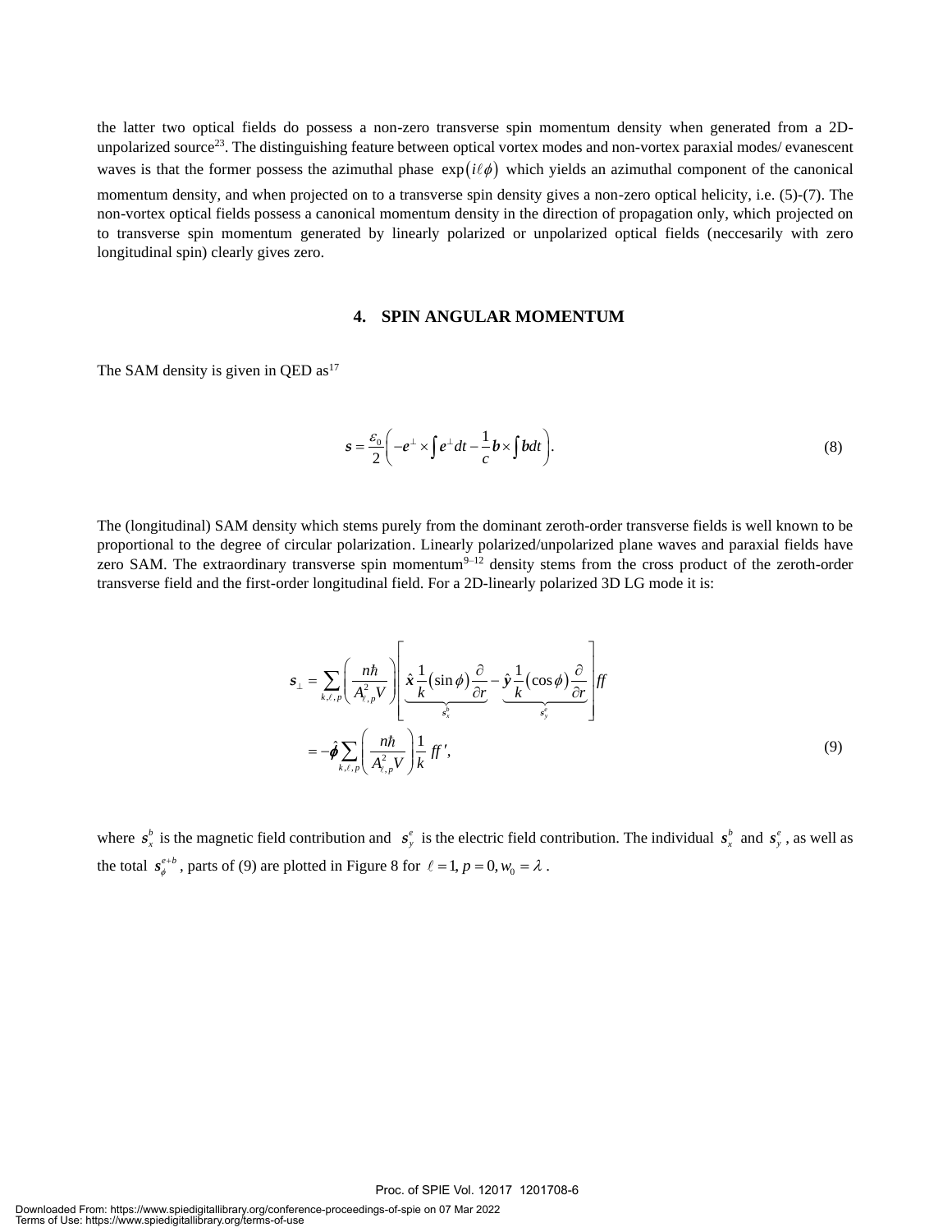the latter two optical fields do possess a non-zero transverse spin momentum density when generated from a 2D-unpolarized source[23]. The distinguishing feature between optical vortex modes and non-vortex paraxial modes/ evanescent waves is that the former possess the azimuthal phase $\exp(i\ell\phi)$ which yields an azimuthal component of the canonical momentum density, and when projected on to a transverse spin density gives a non-zero optical helicity, i.e. (5)-(7). The non-vortex optical fields possess a canonical momentum density in the direction of propagation only, which projected on to transverse spin momentum generated by linearly polarized or unpolarized optical fields (neccesarily with zero longitudinal spin) clearly gives zero.

## 4. SPIN ANGULAR MOMENTUM

The SAM density is given in QED as[17]

$$\boldsymbol{s} = \frac{\varepsilon_0}{2}\left(-\boldsymbol{e}^{\perp} \times \int \boldsymbol{e}^{\perp} dt - \frac{1}{c}\boldsymbol{b} \times \int \boldsymbol{b} dt\right). \tag{8}$$

The (longitudinal) SAM density which stems purely from the dominant zeroth-order transverse fields is well known to be proportional to the degree of circular polarization. Linearly polarized/unpolarized plane waves and paraxial fields have zero SAM. The extraordinary transverse spin momentum[9–12] density stems from the cross product of the zeroth-order transverse field and the first-order longitudinal field. For a 2D-linearly polarized 3D LG mode it is:

$$\begin{aligned}
\boldsymbol{s}_{\perp} &= \sum_{k,\ell,p}\left(\frac{n\hbar}{A_{\ell,p}^{2}V}\right)\left[\underbrace{\hat{\boldsymbol{x}}\frac{1}{k}(\sin\phi)\frac{\partial}{\partial r}}_{\boldsymbol{s}_x^b} - \underbrace{\hat{\boldsymbol{y}}\frac{1}{k}(\cos\phi)\frac{\partial}{\partial r}}_{\boldsymbol{s}_y^e}\right] ff \\
&= -\hat{\boldsymbol{\phi}}\sum_{k,\ell,p}\left(\frac{n\hbar}{A_{\ell,p}^{2}V}\right)\frac{1}{k} ff',
\end{aligned} \tag{9}$$

where $\boldsymbol{s}_x^b$ is the magnetic field contribution and $\boldsymbol{s}_y^e$ is the electric field contribution. The individual $\boldsymbol{s}_x^b$ and $\boldsymbol{s}_y^e$, as well as the total $\boldsymbol{s}_\phi^{e+b}$, parts of (9) are plotted in Figure 8 for $\ell = 1, p = 0, w_0 = \lambda$.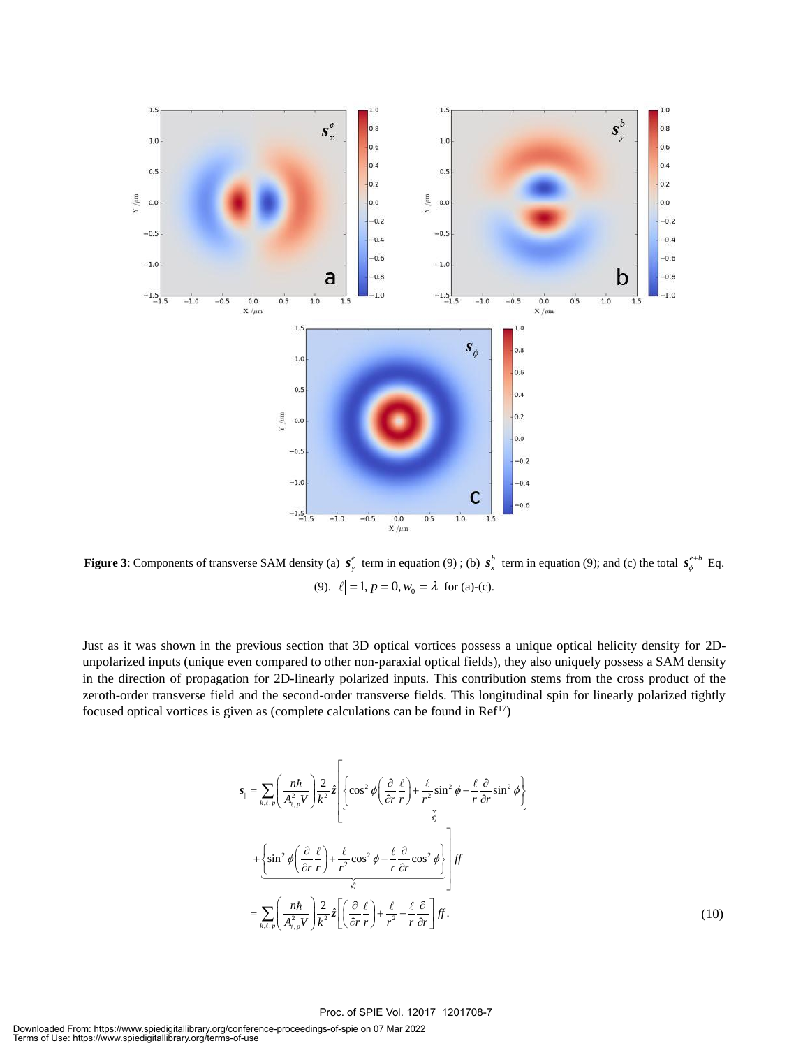**Figure 3**: Components of transverse SAM density (a) $\boldsymbol{s}_y^e$ term in equation (9) ; (b) $\boldsymbol{s}_x^b$ term in equation (9); and (c) the total $\boldsymbol{s}_\phi^{e+b}$ Eq. (9). $|\ell| = 1, p = 0, w_0 = \lambda$ for (a)-(c).

Just as it was shown in the previous section that 3D optical vortices possess a unique optical helicity density for 2D-unpolarized inputs (unique even compared to other non-paraxial optical fields), they also uniquely possess a SAM density in the direction of propagation for 2D-linearly polarized inputs. This contribution stems from the cross product of the zeroth-order transverse field and the second-order transverse fields. This longitudinal spin for linearly polarized tightly focused optical vortices is given as (complete calculations can be found in Ref[17])

$$
\begin{aligned}
\boldsymbol{s}_{\parallel} &= \sum_{k,\ell,p} \left( \frac{n\hbar}{A_{\ell,p}^2 V} \right) \frac{2}{k^2} \hat{\boldsymbol{z}} \Bigg[ \underbrace{\left\{ \cos^2\phi \left( \frac{\partial}{\partial r} \frac{\ell}{r} \right) + \frac{\ell}{r^2} \sin^2\phi - \frac{\ell}{r} \frac{\partial}{\partial r} \sin^2\phi \right\}}_{s_z^e} \\
&\quad + \underbrace{\left\{ \sin^2\phi \left( \frac{\partial}{\partial r} \frac{\ell}{r} \right) + \frac{\ell}{r^2} \cos^2\phi - \frac{\ell}{r} \frac{\partial}{\partial r} \cos^2\phi \right\}}_{s_z^b} \Bigg] ff \\
&= \sum_{k,\ell,p} \left( \frac{n\hbar}{A_{\ell,p}^2 V} \right) \frac{2}{k^2} \hat{\boldsymbol{z}} \left[ \left( \frac{\partial}{\partial r} \frac{\ell}{r} \right) + \frac{\ell}{r^2} - \frac{\ell}{r} \frac{\partial}{\partial r} \right] ff.
\end{aligned}
\tag{10}
$$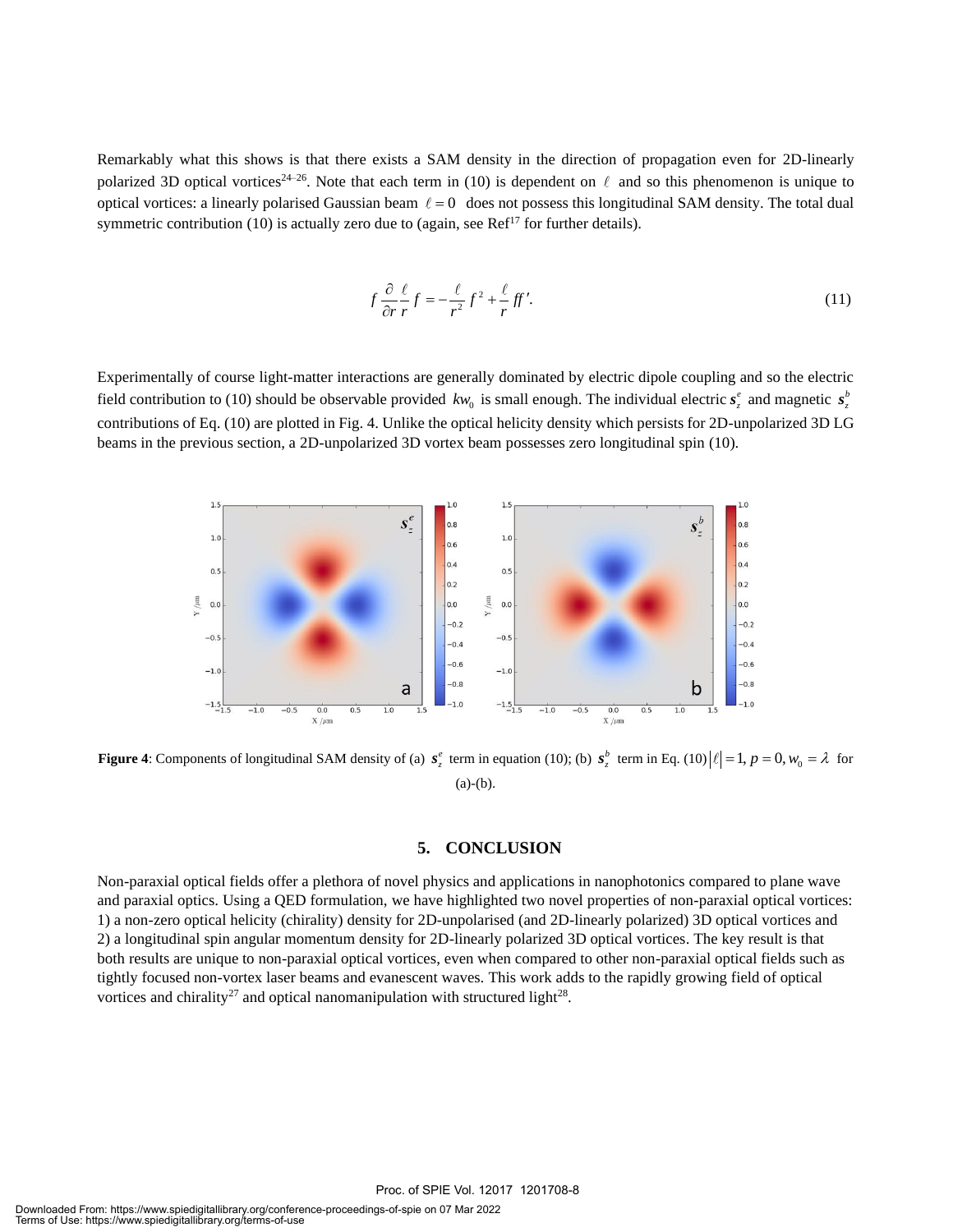Remarkably what this shows is that there exists a SAM density in the direction of propagation even for 2D-linearly polarized 3D optical vortices[24–26]. Note that each term in (10) is dependent on $\ell$ and so this phenomenon is unique to optical vortices: a linearly polarised Gaussian beam $\ell = 0$ does not possess this longitudinal SAM density. The total dual symmetric contribution (10) is actually zero due to (again, see Ref[17] for further details).

$$f \frac{\partial}{\partial r} \frac{\ell}{r} f = -\frac{\ell}{r^2} f^2 + \frac{\ell}{r} f f'. \tag{11}$$

Experimentally of course light-matter interactions are generally dominated by electric dipole coupling and so the electric field contribution to (10) should be observable provided $kw_0$ is small enough. The individual electric $\boldsymbol{s}_z^e$ and magnetic $\boldsymbol{s}_z^b$ contributions of Eq. (10) are plotted in Fig. 4. Unlike the optical helicity density which persists for 2D-unpolarized 3D LG beams in the previous section, a 2D-unpolarized 3D vortex beam possesses zero longitudinal spin (10).

**Figure 4**: Components of longitudinal SAM density of (a) $\boldsymbol{s}_z^e$ term in equation (10); (b) $\boldsymbol{s}_z^b$ term in Eq. (10) $|\ell| = 1, p = 0, w_0 = \lambda$ for (a)-(b).

## 5. CONCLUSION

Non-paraxial optical fields offer a plethora of novel physics and applications in nanophotonics compared to plane wave and paraxial optics. Using a QED formulation, we have highlighted two novel properties of non-paraxial optical vortices: 1) a non-zero optical helicity (chirality) density for 2D-unpolarised (and 2D-linearly polarized) 3D optical vortices and 2) a longitudinal spin angular momentum density for 2D-linearly polarized 3D optical vortices. The key result is that both results are unique to non-paraxial optical vortices, even when compared to other non-paraxial optical fields such as tightly focused non-vortex laser beams and evanescent waves. This work adds to the rapidly growing field of optical vortices and chirality[27] and optical nanomanipulation with structured light[28].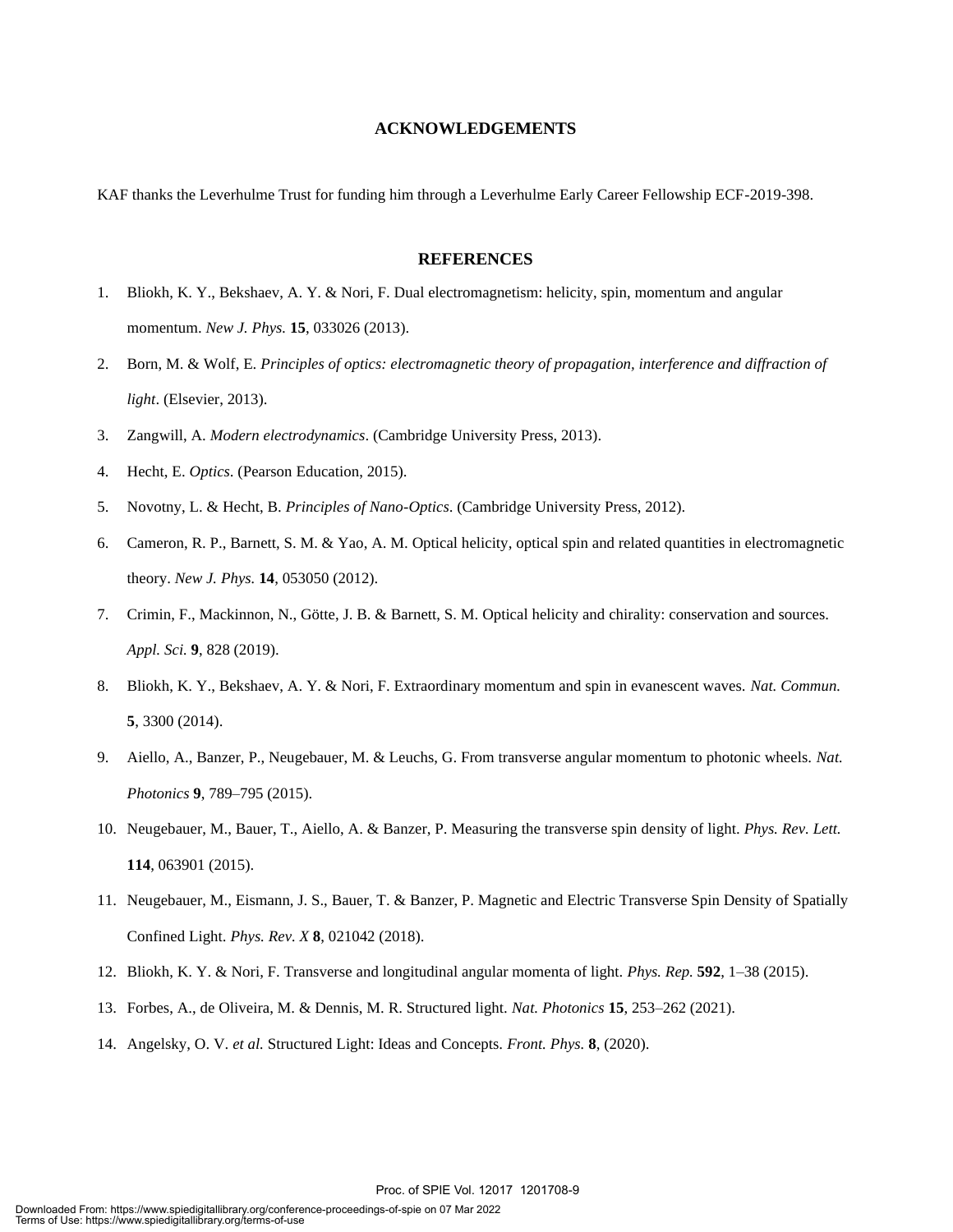## ACKNOWLEDGEMENTS

KAF thanks the Leverhulme Trust for funding him through a Leverhulme Early Career Fellowship ECF-2019-398.

## REFERENCES

1. Bliokh, K. Y., Bekshaev, A. Y. & Nori, F. Dual electromagnetism: helicity, spin, momentum and angular momentum. *New J. Phys.* **15**, 033026 (2013).
2. Born, M. & Wolf, E. *Principles of optics: electromagnetic theory of propagation, interference and diffraction of light*. (Elsevier, 2013).
3. Zangwill, A. *Modern electrodynamics*. (Cambridge University Press, 2013).
4. Hecht, E. *Optics*. (Pearson Education, 2015).
5. Novotny, L. & Hecht, B. *Principles of Nano-Optics*. (Cambridge University Press, 2012).
6. Cameron, R. P., Barnett, S. M. & Yao, A. M. Optical helicity, optical spin and related quantities in electromagnetic theory. *New J. Phys.* **14**, 053050 (2012).
7. Crimin, F., Mackinnon, N., Götte, J. B. & Barnett, S. M. Optical helicity and chirality: conservation and sources. *Appl. Sci.* **9**, 828 (2019).
8. Bliokh, K. Y., Bekshaev, A. Y. & Nori, F. Extraordinary momentum and spin in evanescent waves. *Nat. Commun.* **5**, 3300 (2014).
9. Aiello, A., Banzer, P., Neugebauer, M. & Leuchs, G. From transverse angular momentum to photonic wheels. *Nat. Photonics* **9**, 789–795 (2015).
10. Neugebauer, M., Bauer, T., Aiello, A. & Banzer, P. Measuring the transverse spin density of light. *Phys. Rev. Lett.* **114**, 063901 (2015).
11. Neugebauer, M., Eismann, J. S., Bauer, T. & Banzer, P. Magnetic and Electric Transverse Spin Density of Spatially Confined Light. *Phys. Rev. X* **8**, 021042 (2018).
12. Bliokh, K. Y. & Nori, F. Transverse and longitudinal angular momenta of light. *Phys. Rep.* **592**, 1–38 (2015).
13. Forbes, A., de Oliveira, M. & Dennis, M. R. Structured light. *Nat. Photonics* **15**, 253–262 (2021).
14. Angelsky, O. V. *et al.* Structured Light: Ideas and Concepts. *Front. Phys.* **8**, (2020).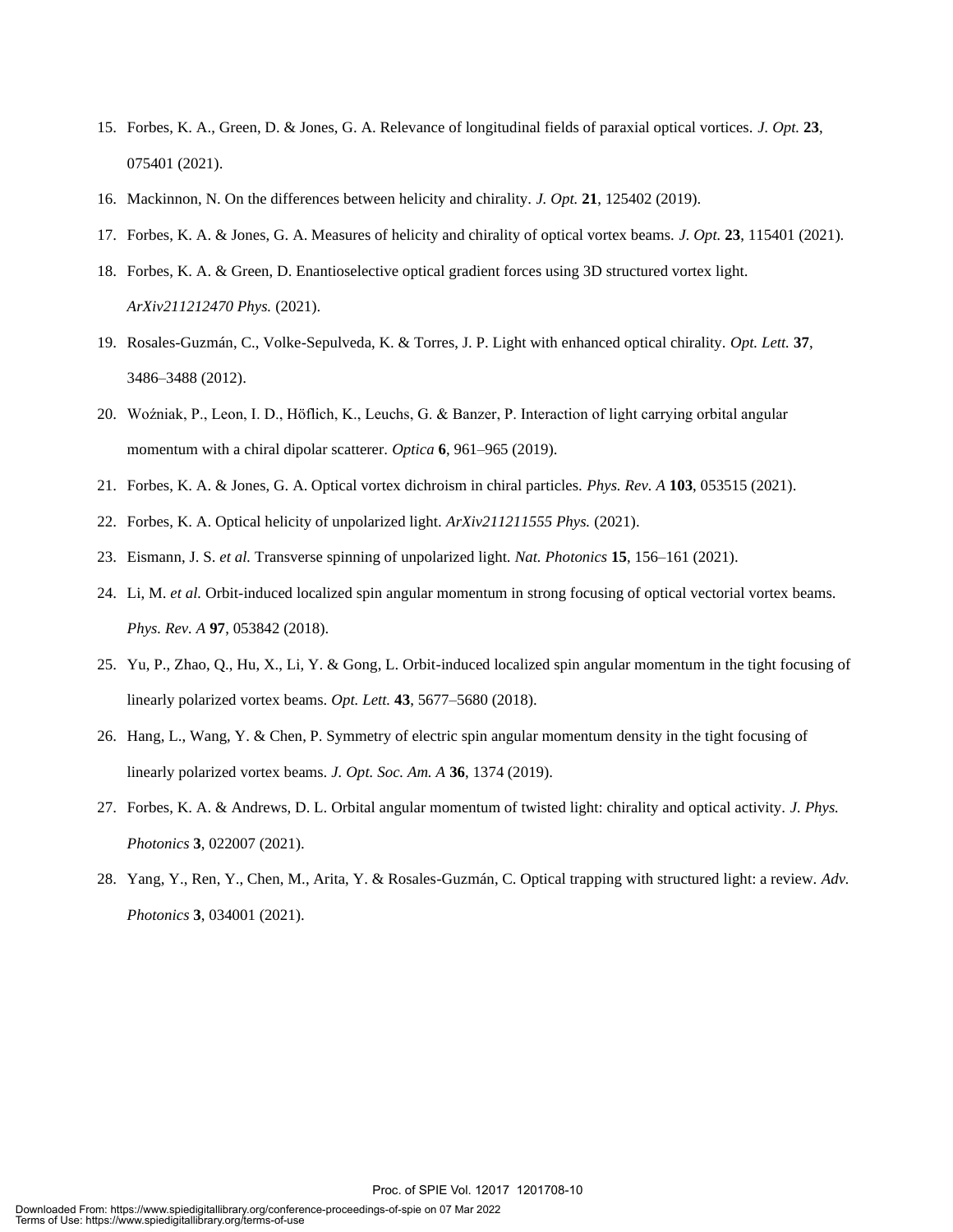15. Forbes, K. A., Green, D. & Jones, G. A. Relevance of longitudinal fields of paraxial optical vortices. *J. Opt.* **23**, 075401 (2021).
16. Mackinnon, N. On the differences between helicity and chirality. *J. Opt.* **21**, 125402 (2019).
17. Forbes, K. A. & Jones, G. A. Measures of helicity and chirality of optical vortex beams. *J. Opt.* **23**, 115401 (2021).
18. Forbes, K. A. & Green, D. Enantioselective optical gradient forces using 3D structured vortex light. *ArXiv211212470 Phys.* (2021).
19. Rosales-Guzmán, C., Volke-Sepulveda, K. & Torres, J. P. Light with enhanced optical chirality. *Opt. Lett.* **37**, 3486–3488 (2012).
20. Woźniak, P., Leon, I. D., Höflich, K., Leuchs, G. & Banzer, P. Interaction of light carrying orbital angular momentum with a chiral dipolar scatterer. *Optica* **6**, 961–965 (2019).
21. Forbes, K. A. & Jones, G. A. Optical vortex dichroism in chiral particles. *Phys. Rev. A* **103**, 053515 (2021).
22. Forbes, K. A. Optical helicity of unpolarized light. *ArXiv211211555 Phys.* (2021).
23. Eismann, J. S. *et al.* Transverse spinning of unpolarized light. *Nat. Photonics* **15**, 156–161 (2021).
24. Li, M. *et al.* Orbit-induced localized spin angular momentum in strong focusing of optical vectorial vortex beams. *Phys. Rev. A* **97**, 053842 (2018).
25. Yu, P., Zhao, Q., Hu, X., Li, Y. & Gong, L. Orbit-induced localized spin angular momentum in the tight focusing of linearly polarized vortex beams. *Opt. Lett.* **43**, 5677–5680 (2018).
26. Hang, L., Wang, Y. & Chen, P. Symmetry of electric spin angular momentum density in the tight focusing of linearly polarized vortex beams. *J. Opt. Soc. Am. A* **36**, 1374 (2019).
27. Forbes, K. A. & Andrews, D. L. Orbital angular momentum of twisted light: chirality and optical activity. *J. Phys. Photonics* **3**, 022007 (2021).
28. Yang, Y., Ren, Y., Chen, M., Arita, Y. & Rosales-Guzmán, C. Optical trapping with structured light: a review. *Adv. Photonics* **3**, 034001 (2021).